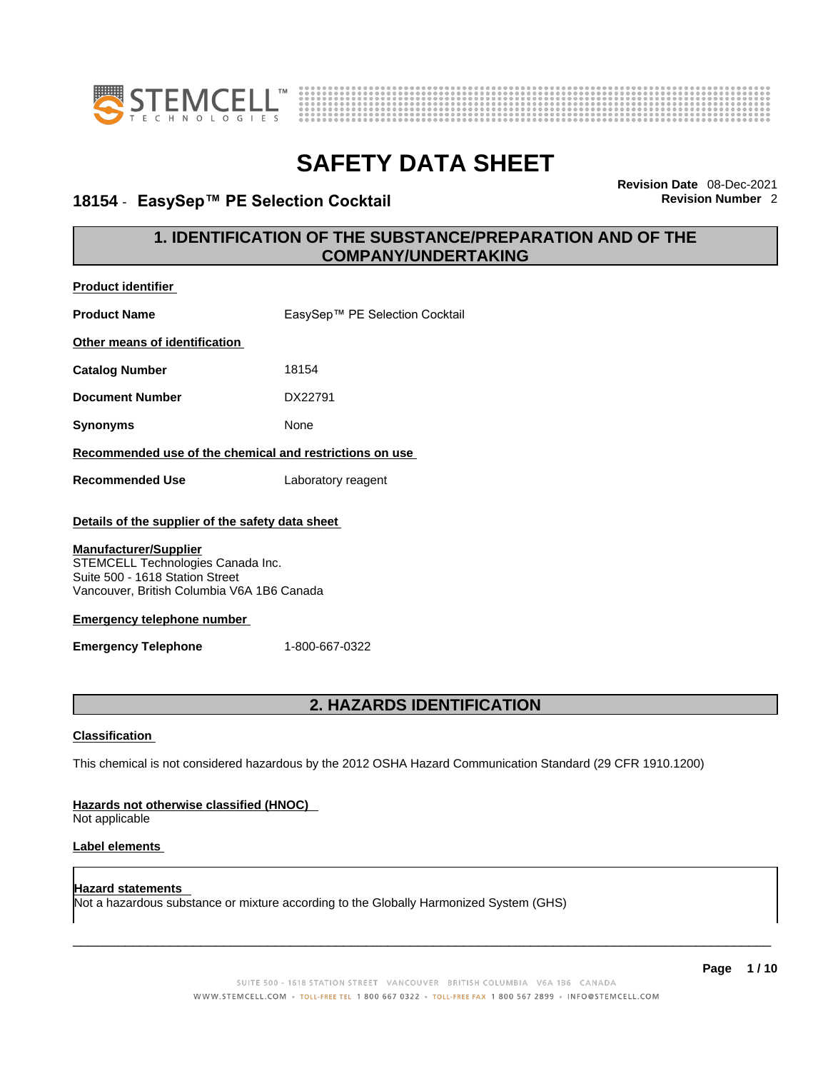# SAFETY DATA SHEET

## 18154 - EasySep™ PE Selection Cocktail

**Revision Date** 08-Dec-2021
**Revision Number** 2

## 1. IDENTIFICATION OF THE SUBSTANCE/PREPARATION AND OF THE COMPANY/UNDERTAKING

**Product identifier**

**Product Name** EasySep™ PE Selection Cocktail

**Other means of identification**

**Catalog Number** 18154

**Document Number** DX22791

**Synonyms** None

**Recommended use of the chemical and restrictions on use**

**Recommended Use** Laboratory reagent

**Details of the supplier of the safety data sheet**

**Manufacturer/Supplier**
STEMCELL Technologies Canada Inc.
Suite 500 - 1618 Station Street
Vancouver, British Columbia V6A 1B6 Canada

**Emergency telephone number**

**Emergency Telephone** 1-800-667-0322

## 2. HAZARDS IDENTIFICATION

**Classification**

This chemical is not considered hazardous by the 2012 OSHA Hazard Communication Standard (29 CFR 1910.1200)

**Hazards not otherwise classified (HNOC)**
Not applicable

**Label elements**

**Hazard statements**
Not a hazardous substance or mixture according to the Globally Harmonized System (GHS)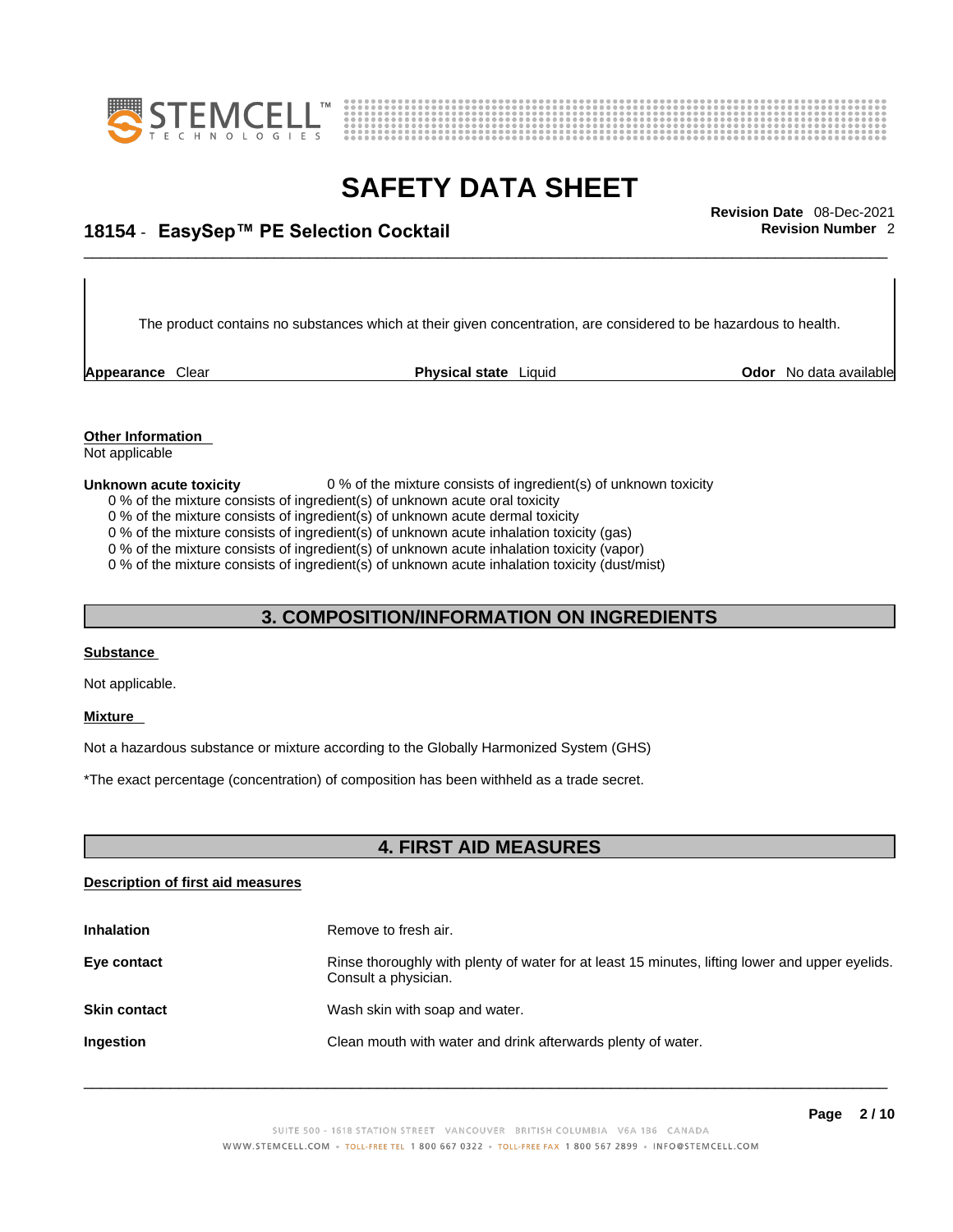The product contains no substances which at their given concentration, are considered to be hazardous to health.

**Appearance** Clear | **Physical state** Liquid | **Odor** No data available

**Other Information**
Not applicable

**Unknown acute toxicity** 0 % of the mixture consists of ingredient(s) of unknown toxicity

0 % of the mixture consists of ingredient(s) of unknown acute oral toxicity
0 % of the mixture consists of ingredient(s) of unknown acute dermal toxicity
0 % of the mixture consists of ingredient(s) of unknown acute inhalation toxicity (gas)
0 % of the mixture consists of ingredient(s) of unknown acute inhalation toxicity (vapor)
0 % of the mixture consists of ingredient(s) of unknown acute inhalation toxicity (dust/mist)

## 3. COMPOSITION/INFORMATION ON INGREDIENTS

**Substance**

Not applicable.

**Mixture**

Not a hazardous substance or mixture according to the Globally Harmonized System (GHS)

*The exact percentage (concentration) of composition has been withheld as a trade secret.

## 4. FIRST AID MEASURES

**Description of first aid measures**

| | |
|---|---|
| **Inhalation** | Remove to fresh air. |
| **Eye contact** | Rinse thoroughly with plenty of water for at least 15 minutes, lifting lower and upper eyelids. Consult a physician. |
| **Skin contact** | Wash skin with soap and water. |
| **Ingestion** | Clean mouth with water and drink afterwards plenty of water. |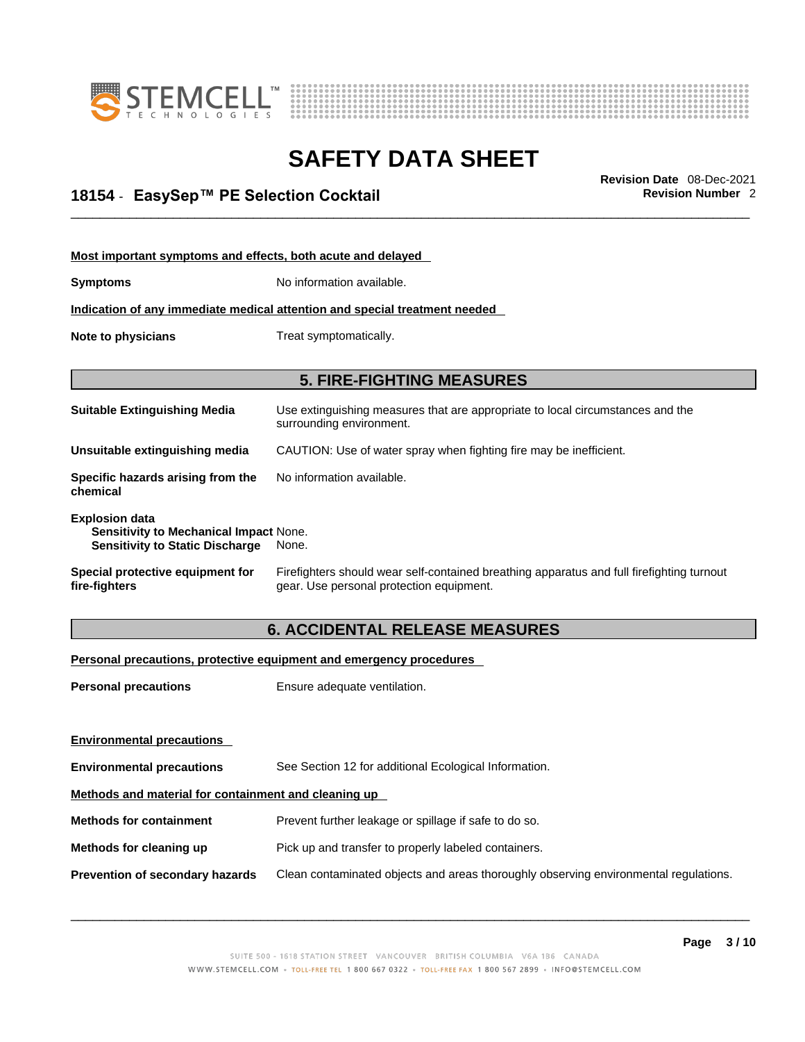**Most important symptoms and effects, both acute and delayed**

**Symptoms** No information available.

**Indication of any immediate medical attention and special treatment needed**

**Note to physicians** Treat symptomatically.

## 5. FIRE-FIGHTING MEASURES

**Suitable Extinguishing Media** Use extinguishing measures that are appropriate to local circumstances and the surrounding environment.

**Unsuitable extinguishing media** CAUTION: Use of water spray when fighting fire may be inefficient.

**Specific hazards arising from the chemical** No information available.

**Explosion data**
**Sensitivity to Mechanical Impact** None.
**Sensitivity to Static Discharge** None.

**Special protective equipment for fire-fighters** Firefighters should wear self-contained breathing apparatus and full firefighting turnout gear. Use personal protection equipment.

## 6. ACCIDENTAL RELEASE MEASURES

**Personal precautions, protective equipment and emergency procedures**

**Personal precautions** Ensure adequate ventilation.

**Environmental precautions**

**Environmental precautions** See Section 12 for additional Ecological Information.

**Methods and material for containment and cleaning up**

**Methods for containment** Prevent further leakage or spillage if safe to do so.

**Methods for cleaning up** Pick up and transfer to properly labeled containers.

**Prevention of secondary hazards** Clean contaminated objects and areas thoroughly observing environmental regulations.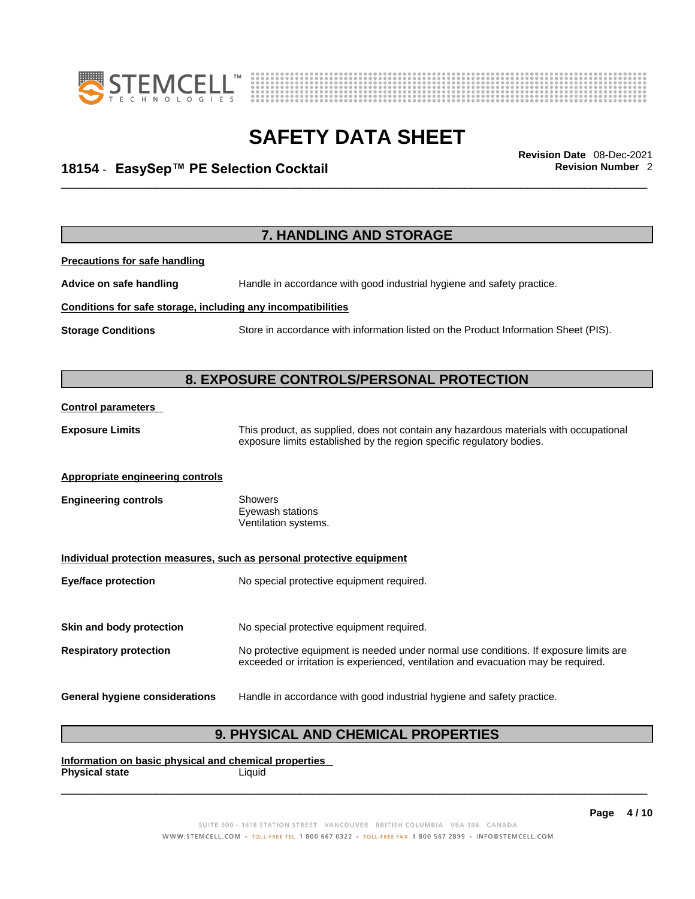## 7. HANDLING AND STORAGE

**Precautions for safe handling**

**Advice on safe handling** Handle in accordance with good industrial hygiene and safety practice.

**Conditions for safe storage, including any incompatibilities**

**Storage Conditions** Store in accordance with information listed on the Product Information Sheet (PIS).

## 8. EXPOSURE CONTROLS/PERSONAL PROTECTION

**Control parameters**

**Exposure Limits** This product, as supplied, does not contain any hazardous materials with occupational exposure limits established by the region specific regulatory bodies.

**Appropriate engineering controls**

**Engineering controls** Showers
Eyewash stations
Ventilation systems.

**Individual protection measures, such as personal protective equipment**

**Eye/face protection** No special protective equipment required.

**Skin and body protection** No special protective equipment required.

**Respiratory protection** No protective equipment is needed under normal use conditions. If exposure limits are exceeded or irritation is experienced, ventilation and evacuation may be required.

**General hygiene considerations** Handle in accordance with good industrial hygiene and safety practice.

## 9. PHYSICAL AND CHEMICAL PROPERTIES

**Information on basic physical and chemical properties**

**Physical state** Liquid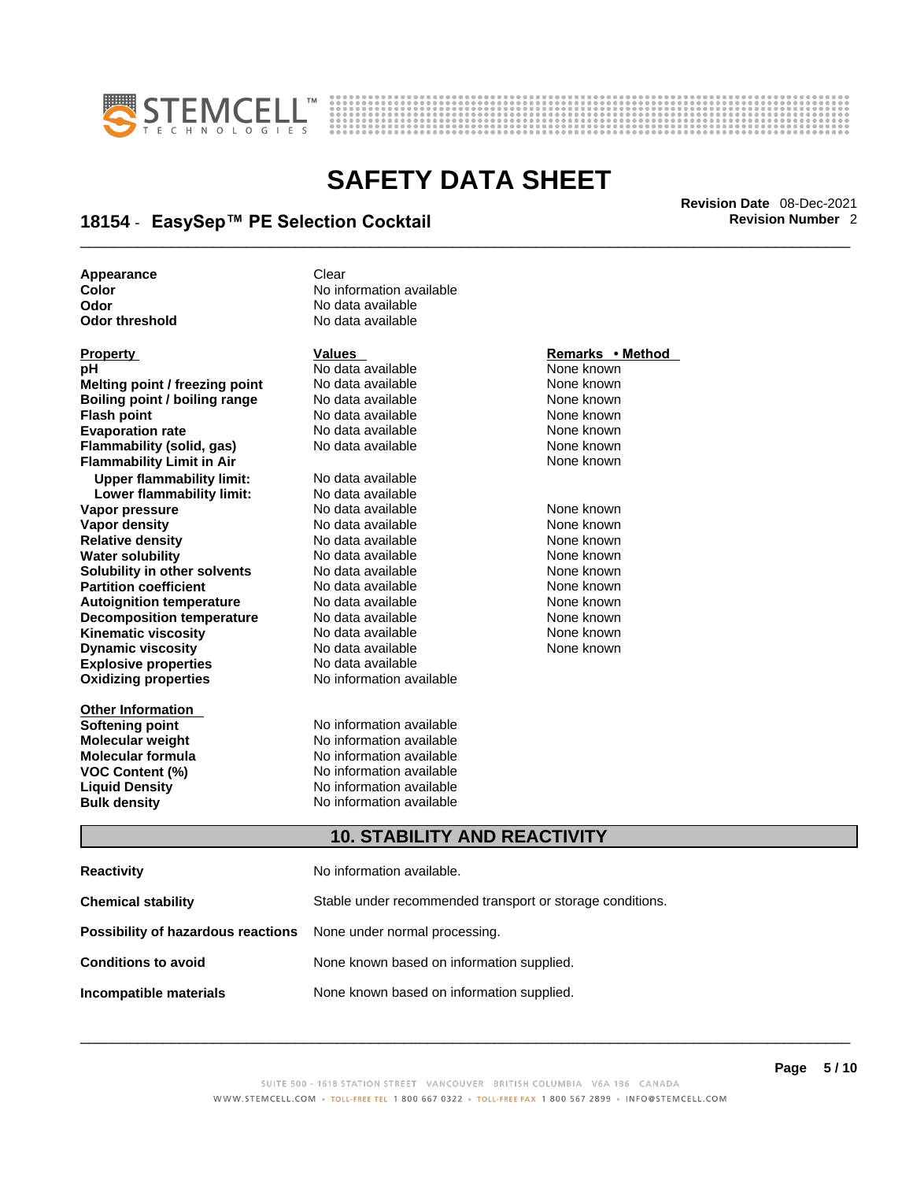| | |
|---|---|
| **Appearance** | Clear |
| **Color** | No information available |
| **Odor** | No data available |
| **Odor threshold** | No data available |

| Property | Values | Remarks • Method |
|---|---|---|
| **pH** | No data available | None known |
| **Melting point / freezing point** | No data available | None known |
| **Boiling point / boiling range** | No data available | None known |
| **Flash point** | No data available | None known |
| **Evaporation rate** | No data available | None known |
| **Flammability (solid, gas)** | No data available | None known |
| **Flammability Limit in Air** | | None known |
| **Upper flammability limit:** | No data available | |
| **Lower flammability limit:** | No data available | |
| **Vapor pressure** | No data available | None known |
| **Vapor density** | No data available | None known |
| **Relative density** | No data available | None known |
| **Water solubility** | No data available | None known |
| **Solubility in other solvents** | No data available | None known |
| **Partition coefficient** | No data available | None known |
| **Autoignition temperature** | No data available | None known |
| **Decomposition temperature** | No data available | None known |
| **Kinematic viscosity** | No data available | None known |
| **Dynamic viscosity** | No data available | None known |
| **Explosive properties** | No data available | |
| **Oxidizing properties** | No information available | |

| Other Information | |
|---|---|
| **Softening point** | No information available |
| **Molecular weight** | No information available |
| **Molecular formula** | No information available |
| **VOC Content (%)** | No information available |
| **Liquid Density** | No information available |
| **Bulk density** | No information available |

## 10. STABILITY AND REACTIVITY

| | |
|---|---|
| **Reactivity** | No information available. |
| **Chemical stability** | Stable under recommended transport or storage conditions. |
| **Possibility of hazardous reactions** | None under normal processing. |
| **Conditions to avoid** | None known based on information supplied. |
| **Incompatible materials** | None known based on information supplied. |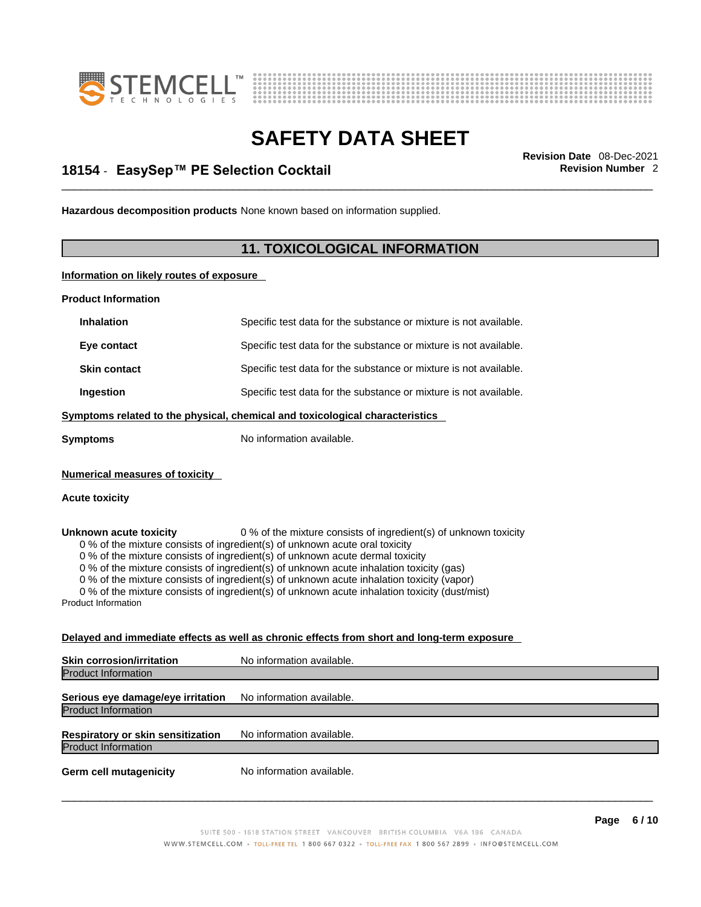**Hazardous decomposition products** None known based on information supplied.

## 11. TOXICOLOGICAL INFORMATION

**Information on likely routes of exposure**

**Product Information**

| | |
|---|---|
| **Inhalation** | Specific test data for the substance or mixture is not available. |
| **Eye contact** | Specific test data for the substance or mixture is not available. |
| **Skin contact** | Specific test data for the substance or mixture is not available. |
| **Ingestion** | Specific test data for the substance or mixture is not available. |

**Symptoms related to the physical, chemical and toxicological characteristics**

**Symptoms** No information available.

**Numerical measures of toxicity**

**Acute toxicity**

**Unknown acute toxicity** 0 % of the mixture consists of ingredient(s) of unknown toxicity

0 % of the mixture consists of ingredient(s) of unknown acute oral toxicity
0 % of the mixture consists of ingredient(s) of unknown acute dermal toxicity
0 % of the mixture consists of ingredient(s) of unknown acute inhalation toxicity (gas)
0 % of the mixture consists of ingredient(s) of unknown acute inhalation toxicity (vapor)
0 % of the mixture consists of ingredient(s) of unknown acute inhalation toxicity (dust/mist)

Product Information

**Delayed and immediate effects as well as chronic effects from short and long-term exposure**

**Skin corrosion/irritation** No information available.
Product Information

**Serious eye damage/eye irritation** No information available.
Product Information

**Respiratory or skin sensitization** No information available.
Product Information

**Germ cell mutagenicity** No information available.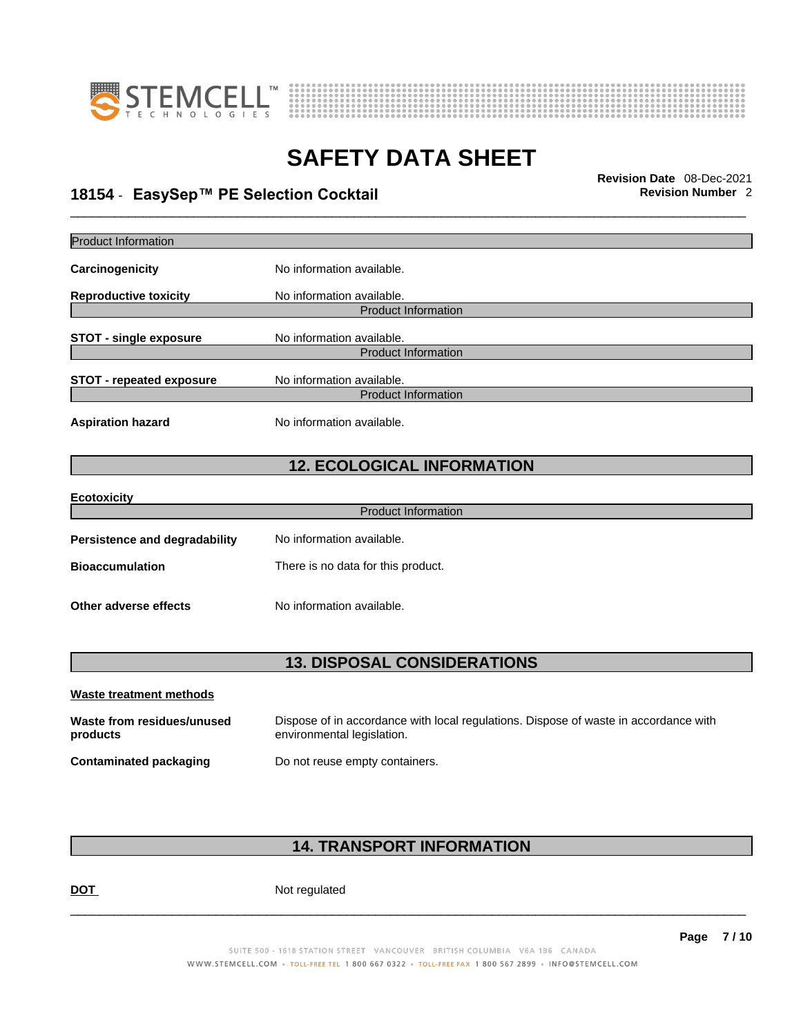Product Information

**Carcinogenicity** No information available.

**Reproductive toxicity** No information available.

Product Information

**STOT - single exposure** No information available.

Product Information

**STOT - repeated exposure** No information available.

Product Information

**Aspiration hazard** No information available.

## 12. ECOLOGICAL INFORMATION

**Ecotoxicity**

Product Information

**Persistence and degradability** No information available.

**Bioaccumulation** There is no data for this product.

**Other adverse effects** No information available.

## 13. DISPOSAL CONSIDERATIONS

**Waste treatment methods**

**Waste from residues/unused products** Dispose of in accordance with local regulations. Dispose of waste in accordance with environmental legislation.

**Contaminated packaging** Do not reuse empty containers.

## 14. TRANSPORT INFORMATION

**DOT** Not regulated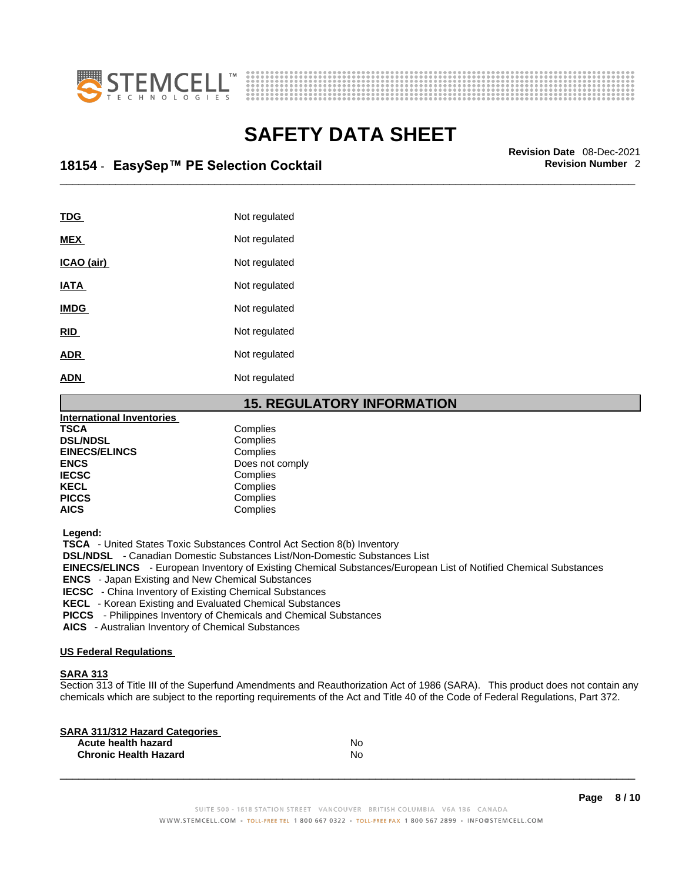| | |
|---|---|
| **TDG** | Not regulated |
| **MEX** | Not regulated |
| **ICAO (air)** | Not regulated |
| **IATA** | Not regulated |
| **IMDG** | Not regulated |
| **RID** | Not regulated |
| **ADR** | Not regulated |
| **ADN** | Not regulated |

## 15. REGULATORY INFORMATION

**International Inventories**

| | |
|---|---|
| **TSCA** | Complies |
| **DSL/NDSL** | Complies |
| **EINECS/ELINCS** | Complies |
| **ENCS** | Does not comply |
| **IECSC** | Complies |
| **KECL** | Complies |
| **PICCS** | Complies |
| **AICS** | Complies |

**Legend:**

**TSCA** - United States Toxic Substances Control Act Section 8(b) Inventory
**DSL/NDSL** - Canadian Domestic Substances List/Non-Domestic Substances List
**EINECS/ELINCS** - European Inventory of Existing Chemical Substances/European List of Notified Chemical Substances
**ENCS** - Japan Existing and New Chemical Substances
**IECSC** - China Inventory of Existing Chemical Substances
**KECL** - Korean Existing and Evaluated Chemical Substances
**PICCS** - Philippines Inventory of Chemicals and Chemical Substances
**AICS** - Australian Inventory of Chemical Substances

**US Federal Regulations**

**SARA 313**

Section 313 of Title III of the Superfund Amendments and Reauthorization Act of 1986 (SARA). This product does not contain any chemicals which are subject to the reporting requirements of the Act and Title 40 of the Code of Federal Regulations, Part 372.

**SARA 311/312 Hazard Categories**

| | |
|---|---|
| **Acute health hazard** | No |
| **Chronic Health Hazard** | No |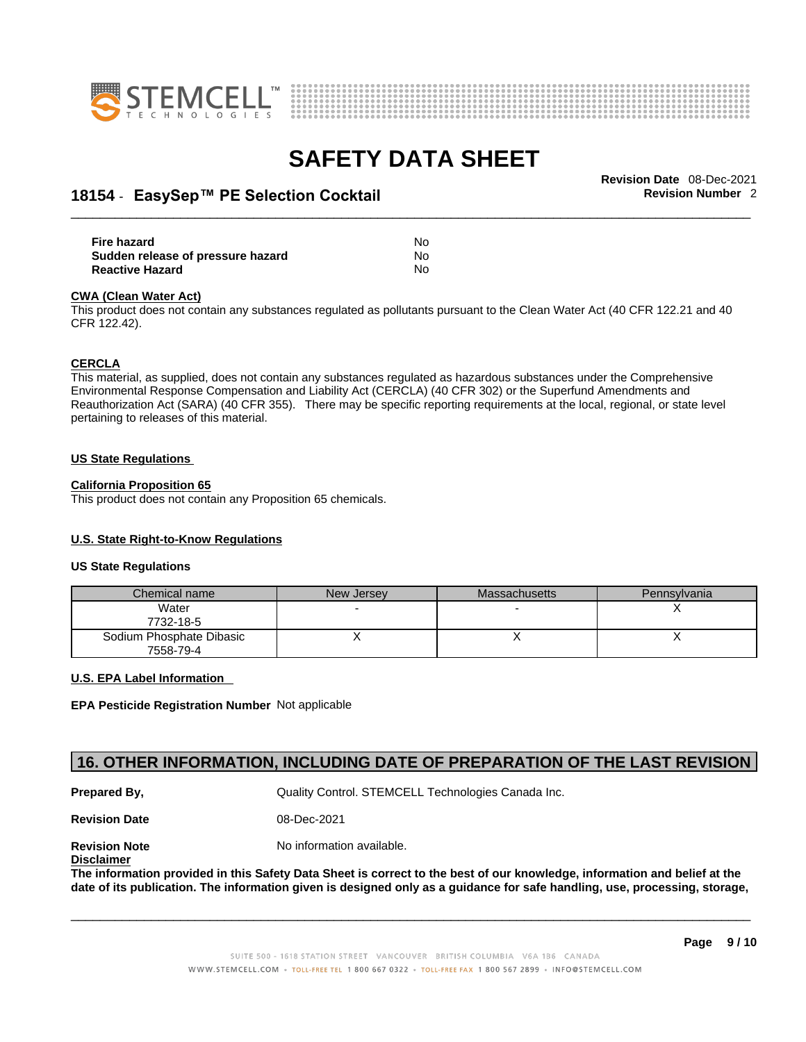| | |
|---|---|
| **Fire hazard** | No |
| **Sudden release of pressure hazard** | No |
| **Reactive Hazard** | No |

**CWA (Clean Water Act)**

This product does not contain any substances regulated as pollutants pursuant to the Clean Water Act (40 CFR 122.21 and 40 CFR 122.42).

**CERCLA**

This material, as supplied, does not contain any substances regulated as hazardous substances under the Comprehensive Environmental Response Compensation and Liability Act (CERCLA) (40 CFR 302) or the Superfund Amendments and Reauthorization Act (SARA) (40 CFR 355). There may be specific reporting requirements at the local, regional, or state level pertaining to releases of this material.

**US State Regulations**

**California Proposition 65**

This product does not contain any Proposition 65 chemicals.

**U.S. State Right-to-Know Regulations**

**US State Regulations**

| Chemical name | New Jersey | Massachusetts | Pennsylvania |
|---|---|---|---|
| Water<br>7732-18-5 | - | - | X |
| Sodium Phosphate Dibasic<br>7558-79-4 | X | X | X |

**U.S. EPA Label Information**

**EPA Pesticide Registration Number** Not applicable

## 16. OTHER INFORMATION, INCLUDING DATE OF PREPARATION OF THE LAST REVISION

**Prepared By,** Quality Control. STEMCELL Technologies Canada Inc.

**Revision Date** 08-Dec-2021

**Revision Note** No information available.

**Disclaimer**

**The information provided in this Safety Data Sheet is correct to the best of our knowledge, information and belief at the date of its publication. The information given is designed only as a guidance for safe handling, use, processing, storage,**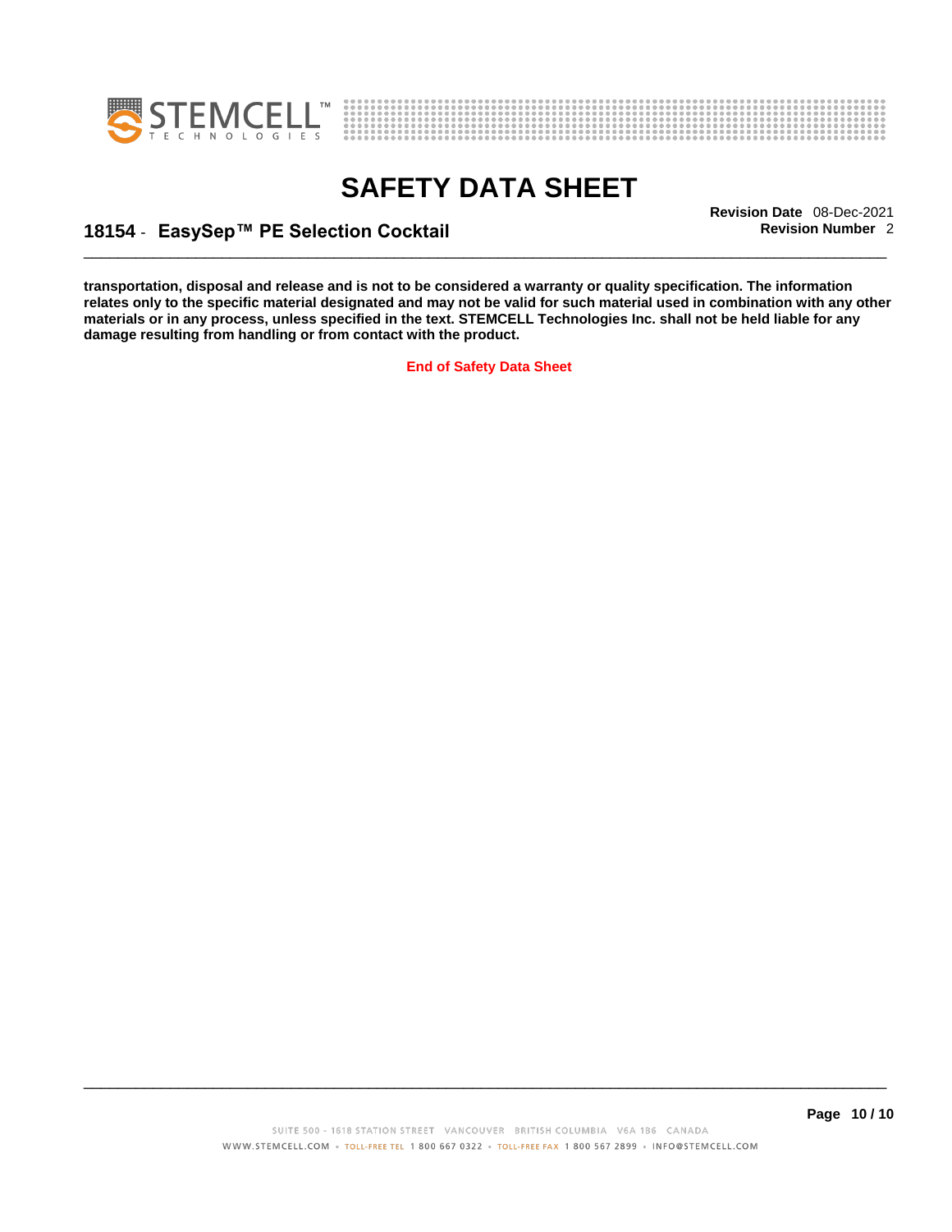**transportation, disposal and release and is not to be considered a warranty or quality specification. The information relates only to the specific material designated and may not be valid for such material used in combination with any other materials or in any process, unless specified in the text. STEMCELL Technologies Inc. shall not be held liable for any damage resulting from handling or from contact with the product.**

**End of Safety Data Sheet**